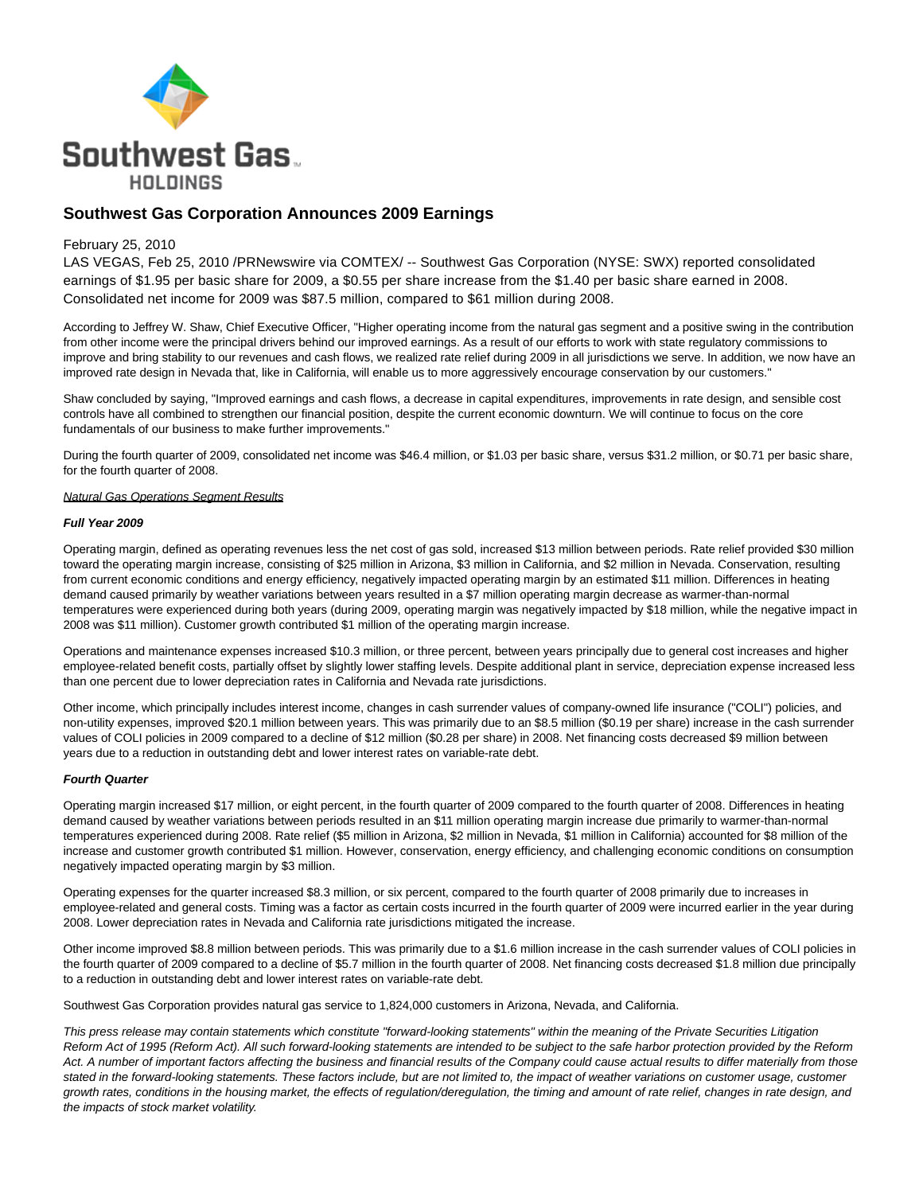Southwest Gas HOLDINGS

# Southwest Gas Corporation Announces 2009 Earnings

February 25, 2010

LAS VEGAS, Feb 25, 2010 /PRNewswire via COMTEX/ -- Southwest Gas Corporation (NYSE: SWX) reported consolidated earnings of $1.95 per basic share for 2009, a $0.55 per share increase from the $1.40 per basic share earned in 2008. Consolidated net income for 2009 was $87.5 million, compared to $61 million during 2008.

According to Jeffrey W. Shaw, Chief Executive Officer, "Higher operating income from the natural gas segment and a positive swing in the contribution from other income were the principal drivers behind our improved earnings. As a result of our efforts to work with state regulatory commissions to improve and bring stability to our revenues and cash flows, we realized rate relief during 2009 in all jurisdictions we serve. In addition, we now have an improved rate design in Nevada that, like in California, will enable us to more aggressively encourage conservation by our customers."

Shaw concluded by saying, "Improved earnings and cash flows, a decrease in capital expenditures, improvements in rate design, and sensible cost controls have all combined to strengthen our financial position, despite the current economic downturn. We will continue to focus on the core fundamentals of our business to make further improvements."

During the fourth quarter of 2009, consolidated net income was $46.4 million, or $1.03 per basic share, versus $31.2 million, or $0.71 per basic share, for the fourth quarter of 2008.

*Natural Gas Operations Segment Results*

***Full Year 2009***

Operating margin, defined as operating revenues less the net cost of gas sold, increased $13 million between periods. Rate relief provided $30 million toward the operating margin increase, consisting of $25 million in Arizona, $3 million in California, and $2 million in Nevada. Conservation, resulting from current economic conditions and energy efficiency, negatively impacted operating margin by an estimated $11 million. Differences in heating demand caused primarily by weather variations between years resulted in a $7 million operating margin decrease as warmer-than-normal temperatures were experienced during both years (during 2009, operating margin was negatively impacted by $18 million, while the negative impact in 2008 was $11 million). Customer growth contributed $1 million of the operating margin increase.

Operations and maintenance expenses increased $10.3 million, or three percent, between years principally due to general cost increases and higher employee-related benefit costs, partially offset by slightly lower staffing levels. Despite additional plant in service, depreciation expense increased less than one percent due to lower depreciation rates in California and Nevada rate jurisdictions.

Other income, which principally includes interest income, changes in cash surrender values of company-owned life insurance ("COLI") policies, and non-utility expenses, improved $20.1 million between years. This was primarily due to an $8.5 million ($0.19 per share) increase in the cash surrender values of COLI policies in 2009 compared to a decline of $12 million ($0.28 per share) in 2008. Net financing costs decreased $9 million between years due to a reduction in outstanding debt and lower interest rates on variable-rate debt.

***Fourth Quarter***

Operating margin increased $17 million, or eight percent, in the fourth quarter of 2009 compared to the fourth quarter of 2008. Differences in heating demand caused by weather variations between periods resulted in an $11 million operating margin increase due primarily to warmer-than-normal temperatures experienced during 2008. Rate relief ($5 million in Arizona, $2 million in Nevada, $1 million in California) accounted for $8 million of the increase and customer growth contributed $1 million. However, conservation, energy efficiency, and challenging economic conditions on consumption negatively impacted operating margin by $3 million.

Operating expenses for the quarter increased $8.3 million, or six percent, compared to the fourth quarter of 2008 primarily due to increases in employee-related and general costs. Timing was a factor as certain costs incurred in the fourth quarter of 2009 were incurred earlier in the year during 2008. Lower depreciation rates in Nevada and California rate jurisdictions mitigated the increase.

Other income improved $8.8 million between periods. This was primarily due to a $1.6 million increase in the cash surrender values of COLI policies in the fourth quarter of 2009 compared to a decline of $5.7 million in the fourth quarter of 2008. Net financing costs decreased $1.8 million due principally to a reduction in outstanding debt and lower interest rates on variable-rate debt.

Southwest Gas Corporation provides natural gas service to 1,824,000 customers in Arizona, Nevada, and California.

*This press release may contain statements which constitute "forward-looking statements" within the meaning of the Private Securities Litigation Reform Act of 1995 (Reform Act). All such forward-looking statements are intended to be subject to the safe harbor protection provided by the Reform Act. A number of important factors affecting the business and financial results of the Company could cause actual results to differ materially from those stated in the forward-looking statements. These factors include, but are not limited to, the impact of weather variations on customer usage, customer growth rates, conditions in the housing market, the effects of regulation/deregulation, the timing and amount of rate relief, changes in rate design, and the impacts of stock market volatility.*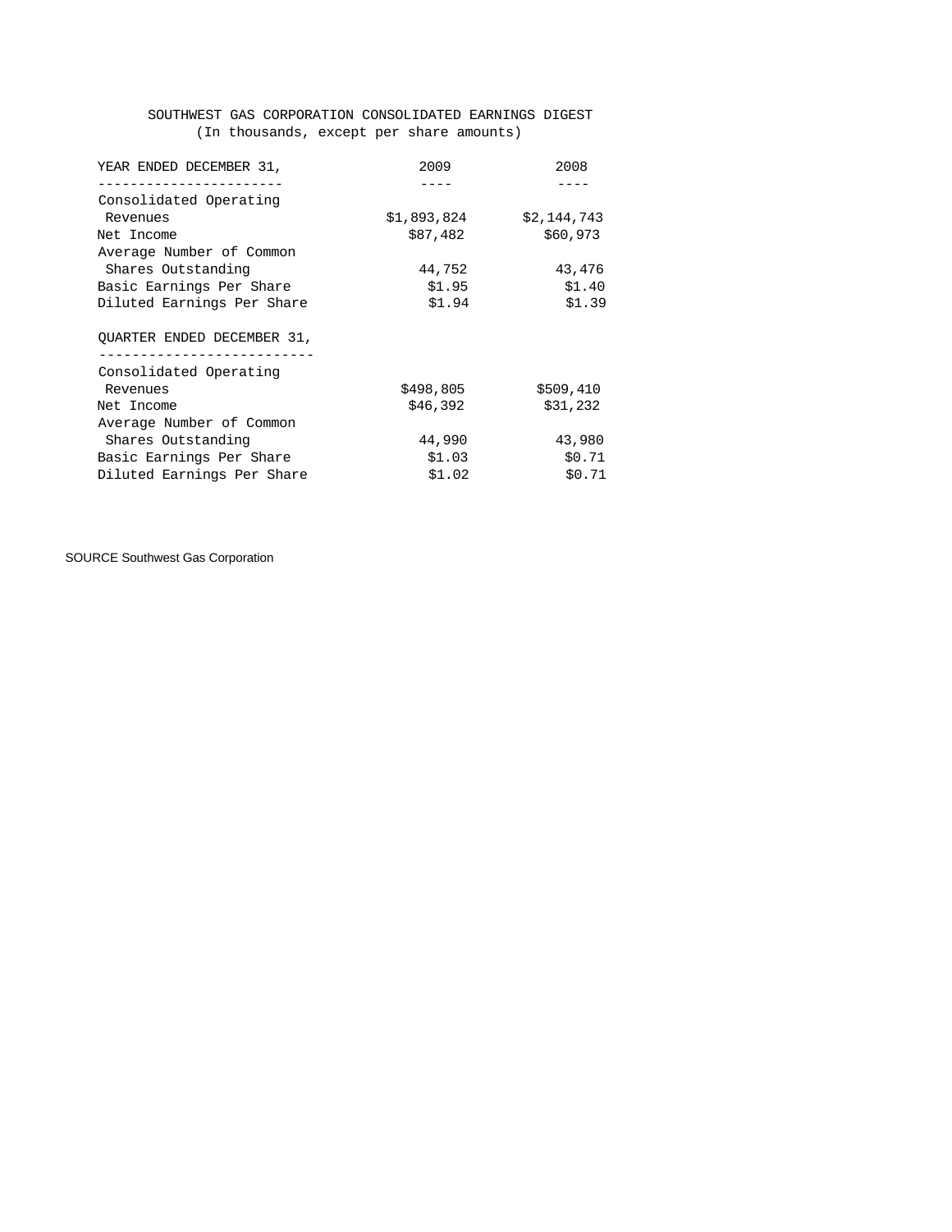SOUTHWEST GAS CORPORATION CONSOLIDATED EARNINGS DIGEST
(In thousands, except per share amounts)

| YEAR ENDED DECEMBER 31, | 2009 | 2008 |
|---|---|---|
| Consolidated Operating Revenues | $1,893,824 | $2,144,743 |
| Net Income | $87,482 | $60,973 |
| Average Number of Common Shares Outstanding | 44,752 | 43,476 |
| Basic Earnings Per Share | $1.95 | $1.40 |
| Diluted Earnings Per Share | $1.94 | $1.39 |
| **QUARTER ENDED DECEMBER 31,** | | |
| Consolidated Operating Revenues | $498,805 | $509,410 |
| Net Income | $46,392 | $31,232 |
| Average Number of Common Shares Outstanding | 44,990 | 43,980 |
| Basic Earnings Per Share | $1.03 | $0.71 |
| Diluted Earnings Per Share | $1.02 | $0.71 |

SOURCE Southwest Gas Corporation